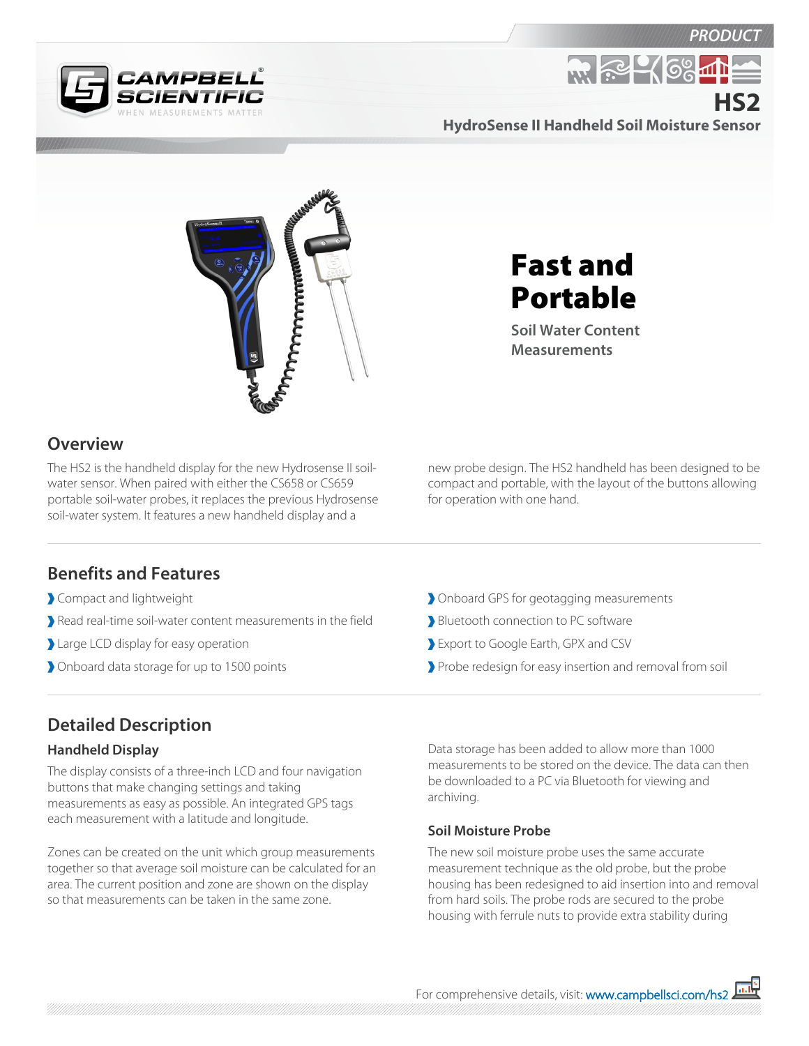PRODUCT

# HS2

## HydroSense II Handheld Soil Moisture Sensor

# Fast and Portable

Soil Water Content Measurements

## Overview

The HS2 is the handheld display for the new Hydrosense II soil-water sensor. When paired with either the CS658 or CS659 portable soil-water probes, it replaces the previous Hydrosense soil-water system. It features a new handheld display and a new probe design. The HS2 handheld has been designed to be compact and portable, with the layout of the buttons allowing for operation with one hand.

## Benefits and Features

- Compact and lightweight
- Read real-time soil-water content measurements in the field
- Large LCD display for easy operation
- Onboard data storage for up to 1500 points
- Onboard GPS for geotagging measurements
- Bluetooth connection to PC software
- Export to Google Earth, GPX and CSV
- Probe redesign for easy insertion and removal from soil

## Detailed Description

### Handheld Display

The display consists of a three-inch LCD and four navigation buttons that make changing settings and taking measurements as easy as possible. An integrated GPS tags each measurement with a latitude and longitude.

Zones can be created on the unit which group measurements together so that average soil moisture can be calculated for an area. The current position and zone are shown on the display so that measurements can be taken in the same zone.

Data storage has been added to allow more than 1000 measurements to be stored on the device. The data can then be downloaded to a PC via Bluetooth for viewing and archiving.

### Soil Moisture Probe

The new soil moisture probe uses the same accurate measurement technique as the old probe, but the probe housing has been redesigned to aid insertion into and removal from hard soils. The probe rods are secured to the probe housing with ferrule nuts to provide extra stability during

For comprehensive details, visit: www.campbellsci.com/hs2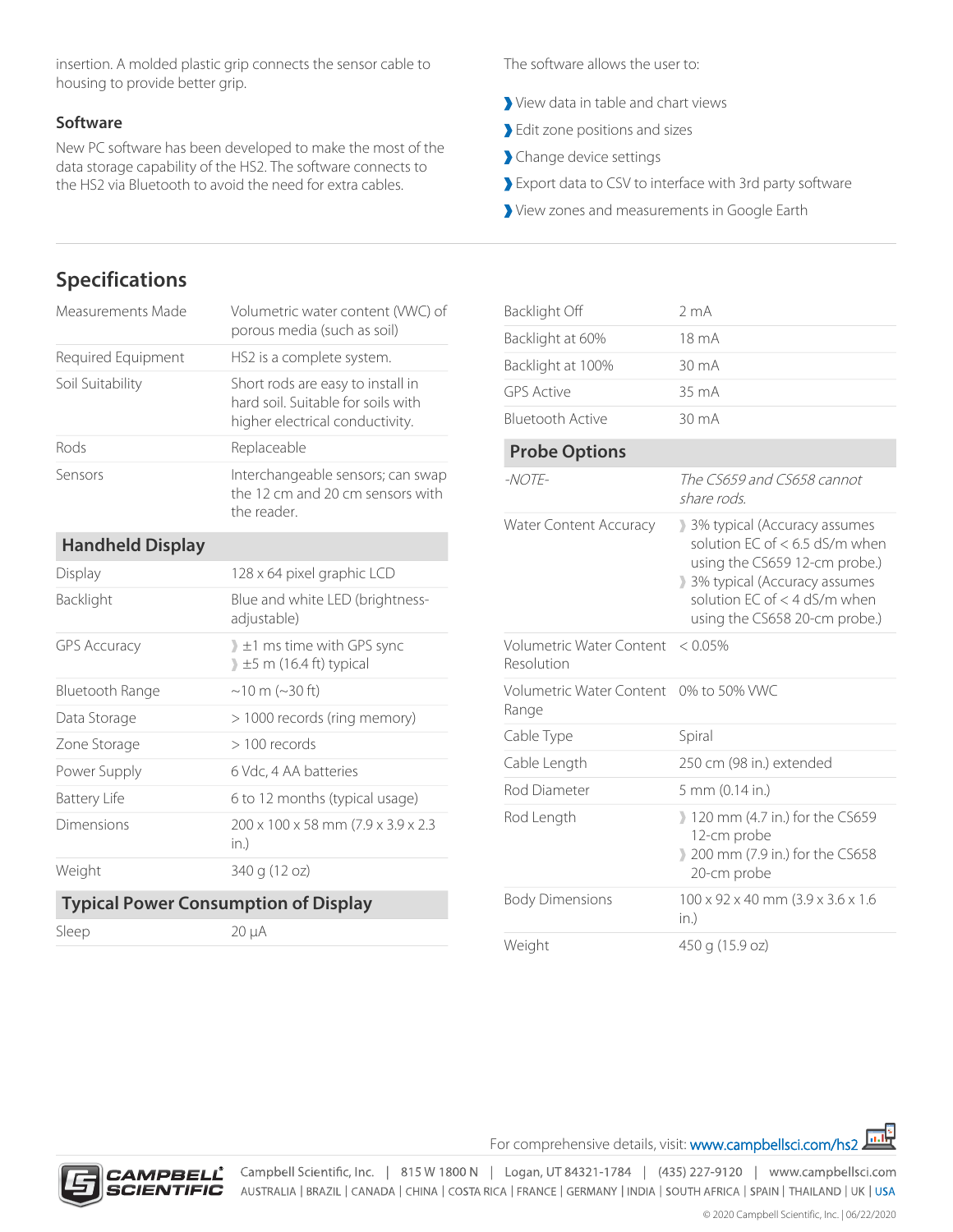insertion. A molded plastic grip connects the sensor cable to housing to provide better grip.

### Software

New PC software has been developed to make the most of the data storage capability of the HS2. The software connects to the HS2 via Bluetooth to avoid the need for extra cables.

The software allows the user to:

- View data in table and chart views
- Edit zone positions and sizes
- Change device settings
- Export data to CSV to interface with 3rd party software
- View zones and measurements in Google Earth

## Specifications

| | |
|---|---|
| Measurements Made | Volumetric water content (VWC) of porous media (such as soil) |
| Required Equipment | HS2 is a complete system. |
| Soil Suitability | Short rods are easy to install in hard soil. Suitable for soils with higher electrical conductivity. |
| Rods | Replaceable |
| Sensors | Interchangeable sensors; can swap the 12 cm and 20 cm sensors with the reader. |

### Handheld Display

| | |
|---|---|
| Display | 128 x 64 pixel graphic LCD |
| Backlight | Blue and white LED (brightness-adjustable) |
| GPS Accuracy | ±1 ms time with GPS sync<br>±5 m (16.4 ft) typical |
| Bluetooth Range | ~10 m (~30 ft) |
| Data Storage | > 1000 records (ring memory) |
| Zone Storage | > 100 records |
| Power Supply | 6 Vdc, 4 AA batteries |
| Battery Life | 6 to 12 months (typical usage) |
| Dimensions | 200 x 100 x 58 mm (7.9 x 3.9 x 2.3 in.) |
| Weight | 340 g (12 oz) |

### Typical Power Consumption of Display

| | |
|---|---|
| Sleep | 20 µA |
| Backlight Off | 2 mA |
| Backlight at 60% | 18 mA |
| Backlight at 100% | 30 mA |
| GPS Active | 35 mA |
| Bluetooth Active | 30 mA |

### Probe Options

| | |
|---|---|
| *-NOTE-* | *The CS659 and CS658 cannot share rods.* |
| Water Content Accuracy | 3% typical (Accuracy assumes solution EC of < 6.5 dS/m when using the CS659 12-cm probe.)<br>3% typical (Accuracy assumes solution EC of < 4 dS/m when using the CS658 20-cm probe.) |
| Volumetric Water Content Resolution | < 0.05% |
| Volumetric Water Content Range | 0% to 50% VWC |
| Cable Type | Spiral |
| Cable Length | 250 cm (98 in.) extended |
| Rod Diameter | 5 mm (0.14 in.) |
| Rod Length | 120 mm (4.7 in.) for the CS659 12-cm probe<br>200 mm (7.9 in.) for the CS658 20-cm probe |
| Body Dimensions | 100 x 92 x 40 mm (3.9 x 3.6 x 1.6 in.) |
| Weight | 450 g (15.9 oz) |

For comprehensive details, visit: www.campbellsci.com/hs2

Campbell Scientific, Inc. | 815 W 1800 N | Logan, UT 84321-1784 | (435) 227-9120 | www.campbellsci.com

AUSTRALIA | BRAZIL | CANADA | CHINA | COSTA RICA | FRANCE | GERMANY | INDIA | SOUTH AFRICA | SPAIN | THAILAND | UK | USA

© 2020 Campbell Scientific, Inc. | 06/22/2020